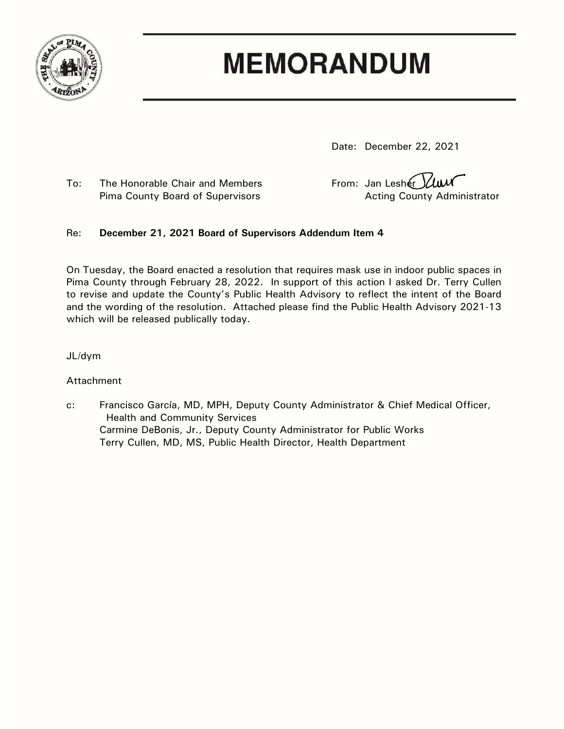# MEMORANDUM

Date: December 22, 2021

To: The Honorable Chair and Members
Pima County Board of Supervisors

From: Jan Lesher
Acting County Administrator

Re: **December 21, 2021 Board of Supervisors Addendum Item 4**

On Tuesday, the Board enacted a resolution that requires mask use in indoor public spaces in Pima County through February 28, 2022. In support of this action I asked Dr. Terry Cullen to revise and update the County's Public Health Advisory to reflect the intent of the Board and the wording of the resolution. Attached please find the Public Health Advisory 2021-13 which will be released publically today.

JL/dym

Attachment

c: Francisco García, MD, MPH, Deputy County Administrator & Chief Medical Officer, Health and Community Services
Carmine DeBonis, Jr., Deputy County Administrator for Public Works
Terry Cullen, MD, MS, Public Health Director, Health Department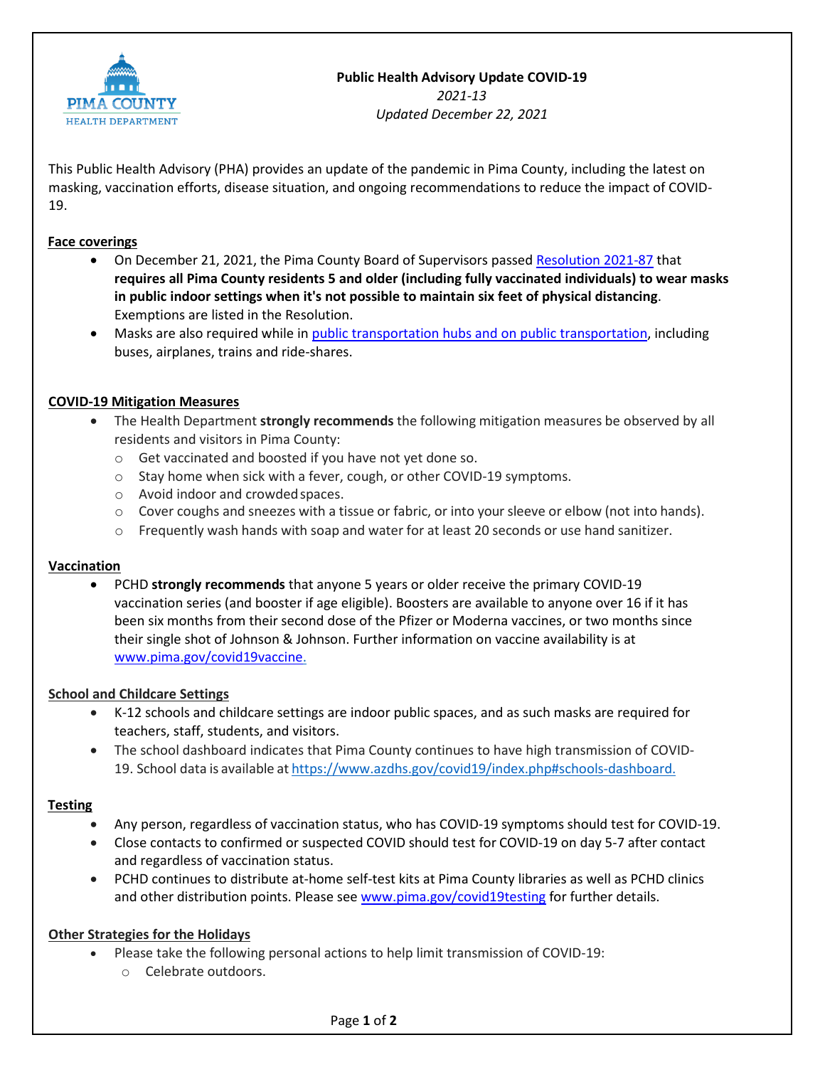**Public Health Advisory Update COVID-19**
*2021-13*
*Updated December 22, 2021*

This Public Health Advisory (PHA) provides an update of the pandemic in Pima County, including the latest on masking, vaccination efforts, disease situation, and ongoing recommendations to reduce the impact of COVID-19.

## Face coverings

- On December 21, 2021, the Pima County Board of Supervisors passed [Resolution 2021-87]() that **requires all Pima County residents 5 and older (including fully vaccinated individuals) to wear masks in public indoor settings when it's not possible to maintain six feet of physical distancing**. Exemptions are listed in the Resolution.
- Masks are also required while in [public transportation hubs and on public transportation](), including buses, airplanes, trains and ride-shares.

## COVID-19 Mitigation Measures

- The Health Department **strongly recommends** the following mitigation measures be observed by all residents and visitors in Pima County:
  - Get vaccinated and boosted if you have not yet done so.
  - Stay home when sick with a fever, cough, or other COVID-19 symptoms.
  - Avoid indoor and crowded spaces.
  - Cover coughs and sneezes with a tissue or fabric, or into your sleeve or elbow (not into hands).
  - Frequently wash hands with soap and water for at least 20 seconds or use hand sanitizer.

## Vaccination

- PCHD **strongly recommends** that anyone 5 years or older receive the primary COVID-19 vaccination series (and booster if age eligible). Boosters are available to anyone over 16 if it has been six months from their second dose of the Pfizer or Moderna vaccines, or two months since their single shot of Johnson & Johnson. Further information on vaccine availability is at [www.pima.gov/covid19vaccine.]()

## School and Childcare Settings

- K-12 schools and childcare settings are indoor public spaces, and as such masks are required for teachers, staff, students, and visitors.
- The school dashboard indicates that Pima County continues to have high transmission of COVID-19. School data is available at [https://www.azdhs.gov/covid19/index.php#schools-dashboard.]()

## Testing

- Any person, regardless of vaccination status, who has COVID-19 symptoms should test for COVID-19.
- Close contacts to confirmed or suspected COVID should test for COVID-19 on day 5-7 after contact and regardless of vaccination status.
- PCHD continues to distribute at-home self-test kits at Pima County libraries as well as PCHD clinics and other distribution points. Please see [www.pima.gov/covid19testing]() for further details.

## Other Strategies for the Holidays

- Please take the following personal actions to help limit transmission of COVID-19:
  - Celebrate outdoors.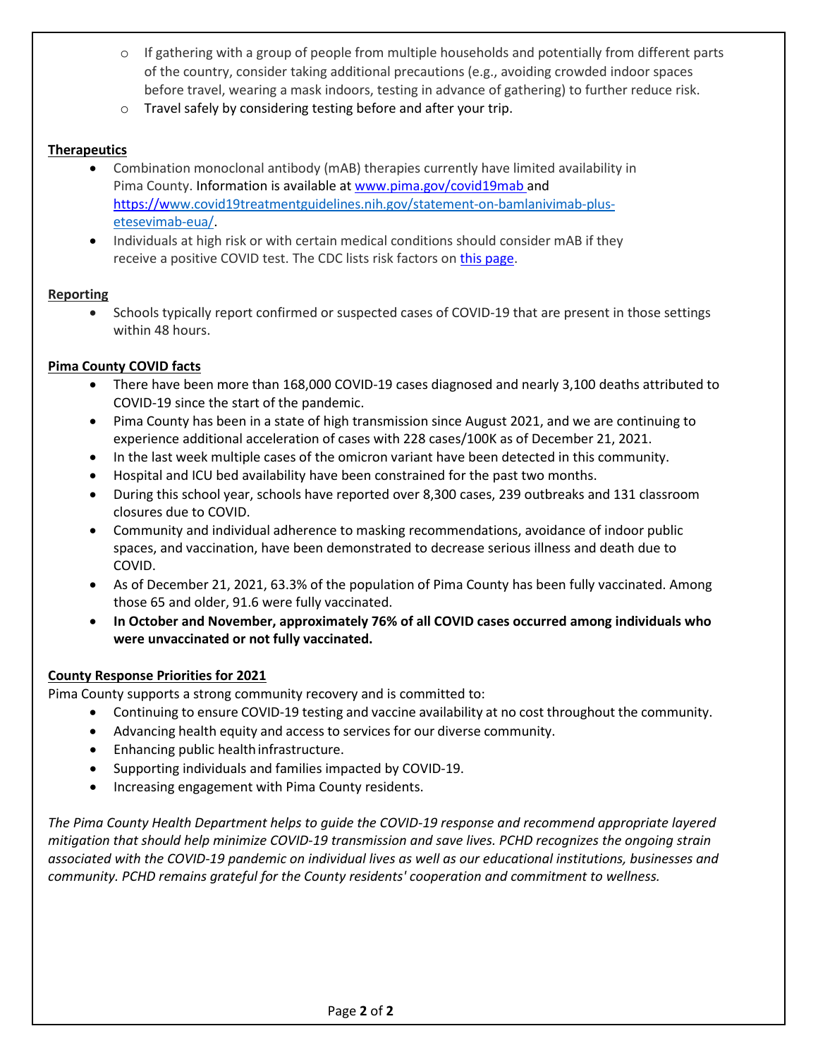- If gathering with a group of people from multiple households and potentially from different parts of the country, consider taking additional precautions (e.g., avoiding crowded indoor spaces before travel, wearing a mask indoors, testing in advance of gathering) to further reduce risk.
- Travel safely by considering testing before and after your trip.

**Therapeutics**

- Combination monoclonal antibody (mAB) therapies currently have limited availability in Pima County. Information is available at [www.pima.gov/covid19mab](www.pima.gov/covid19mab) and [https://www.covid19treatmentguidelines.nih.gov/statement-on-bamlanivimab-plus-etesevimab-eua/](https://www.covid19treatmentguidelines.nih.gov/statement-on-bamlanivimab-plus-etesevimab-eua/).
- Individuals at high risk or with certain medical conditions should consider mAB if they receive a positive COVID test. The CDC lists risk factors on this page.

**Reporting**

- Schools typically report confirmed or suspected cases of COVID-19 that are present in those settings within 48 hours.

**Pima County COVID facts**

- There have been more than 168,000 COVID-19 cases diagnosed and nearly 3,100 deaths attributed to COVID-19 since the start of the pandemic.
- Pima County has been in a state of high transmission since August 2021, and we are continuing to experience additional acceleration of cases with 228 cases/100K as of December 21, 2021.
- In the last week multiple cases of the omicron variant have been detected in this community.
- Hospital and ICU bed availability have been constrained for the past two months.
- During this school year, schools have reported over 8,300 cases, 239 outbreaks and 131 classroom closures due to COVID.
- Community and individual adherence to masking recommendations, avoidance of indoor public spaces, and vaccination, have been demonstrated to decrease serious illness and death due to COVID.
- As of December 21, 2021, 63.3% of the population of Pima County has been fully vaccinated. Among those 65 and older, 91.6 were fully vaccinated.
- **In October and November, approximately 76% of all COVID cases occurred among individuals who were unvaccinated or not fully vaccinated.**

**County Response Priorities for 2021**

Pima County supports a strong community recovery and is committed to:

- Continuing to ensure COVID-19 testing and vaccine availability at no cost throughout the community.
- Advancing health equity and access to services for our diverse community.
- Enhancing public health infrastructure.
- Supporting individuals and families impacted by COVID-19.
- Increasing engagement with Pima County residents.

*The Pima County Health Department helps to guide the COVID-19 response and recommend appropriate layered mitigation that should help minimize COVID-19 transmission and save lives. PCHD recognizes the ongoing strain associated with the COVID-19 pandemic on individual lives as well as our educational institutions, businesses and community. PCHD remains grateful for the County residents' cooperation and commitment to wellness.*